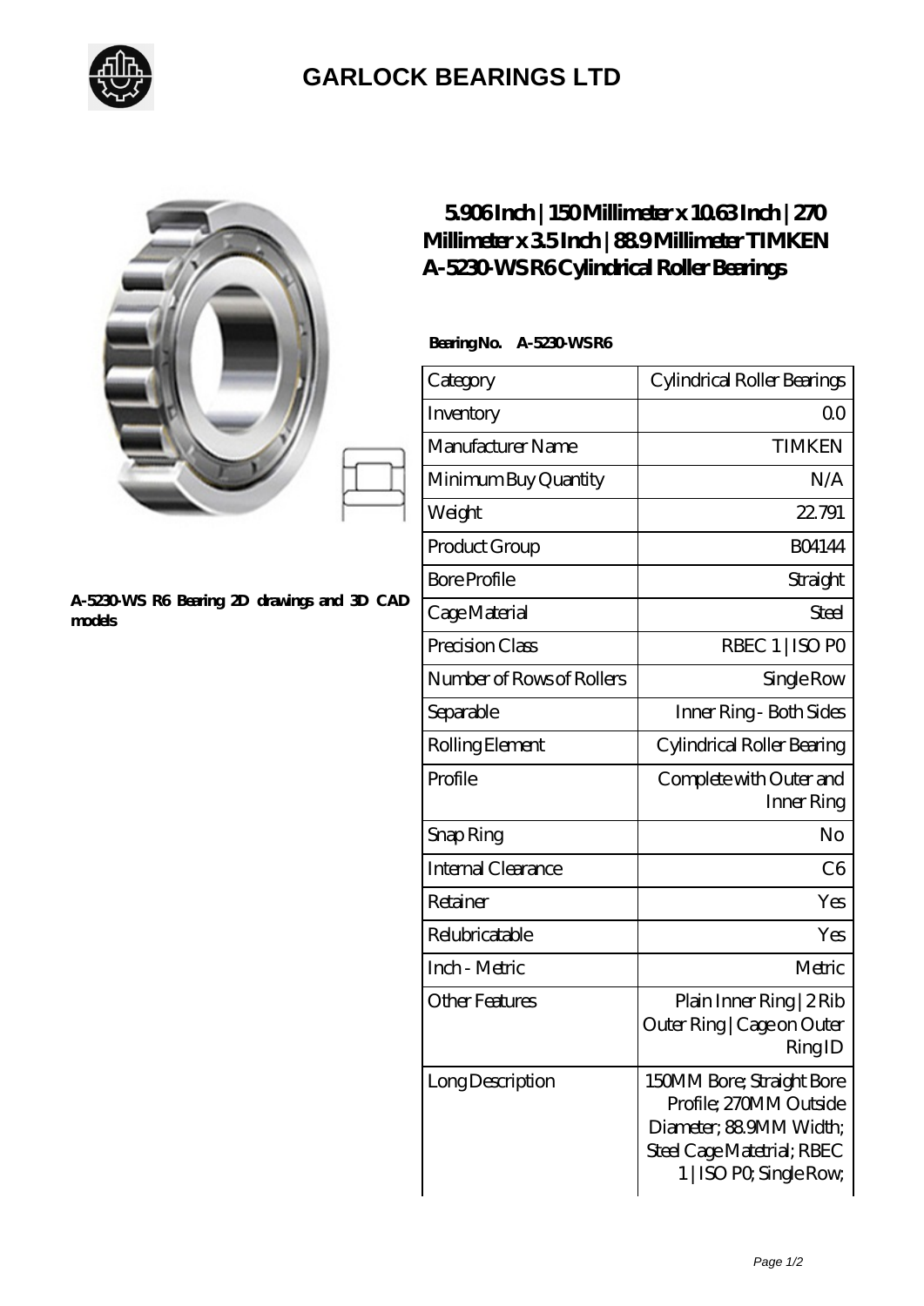# GARLOCK BEARINGS LTD

A-5230-WS R6 Bearing 2D drawings and 3D CAD models

## 5.906 Inch | 150 Millimeter x 10.63 Inch | 270 Millimeter x 3.5 Inch | 88.9 Millimeter TIMKEN A-5230-WS R6 Cylindrical Roller Bearings

**Bearing No. A-5230-WS R6**

| Category | Cylindrical Roller Bearings |
|---|---|
| Inventory | 0.0 |
| Manufacturer Name | TIMKEN |
| Minimum Buy Quantity | N/A |
| Weight | 22.791 |
| Product Group | B04144 |
| Bore Profile | Straight |
| Cage Material | Steel |
| Precision Class | RBEC 1 \| ISO P0 |
| Number of Rows of Rollers | Single Row |
| Separable | Inner Ring - Both Sides |
| Rolling Element | Cylindrical Roller Bearing |
| Profile | Complete with Outer and Inner Ring |
| Snap Ring | No |
| Internal Clearance | C6 |
| Retainer | Yes |
| Relubricatable | Yes |
| Inch - Metric | Metric |
| Other Features | Plain Inner Ring \| 2 Rib Outer Ring \| Cage on Outer Ring ID |
| Long Description | 150MM Bore; Straight Bore Profile; 270MM Outside Diameter; 88.9MM Width; Steel Cage Matetrial; RBEC 1 \| ISO P0; Single Row; |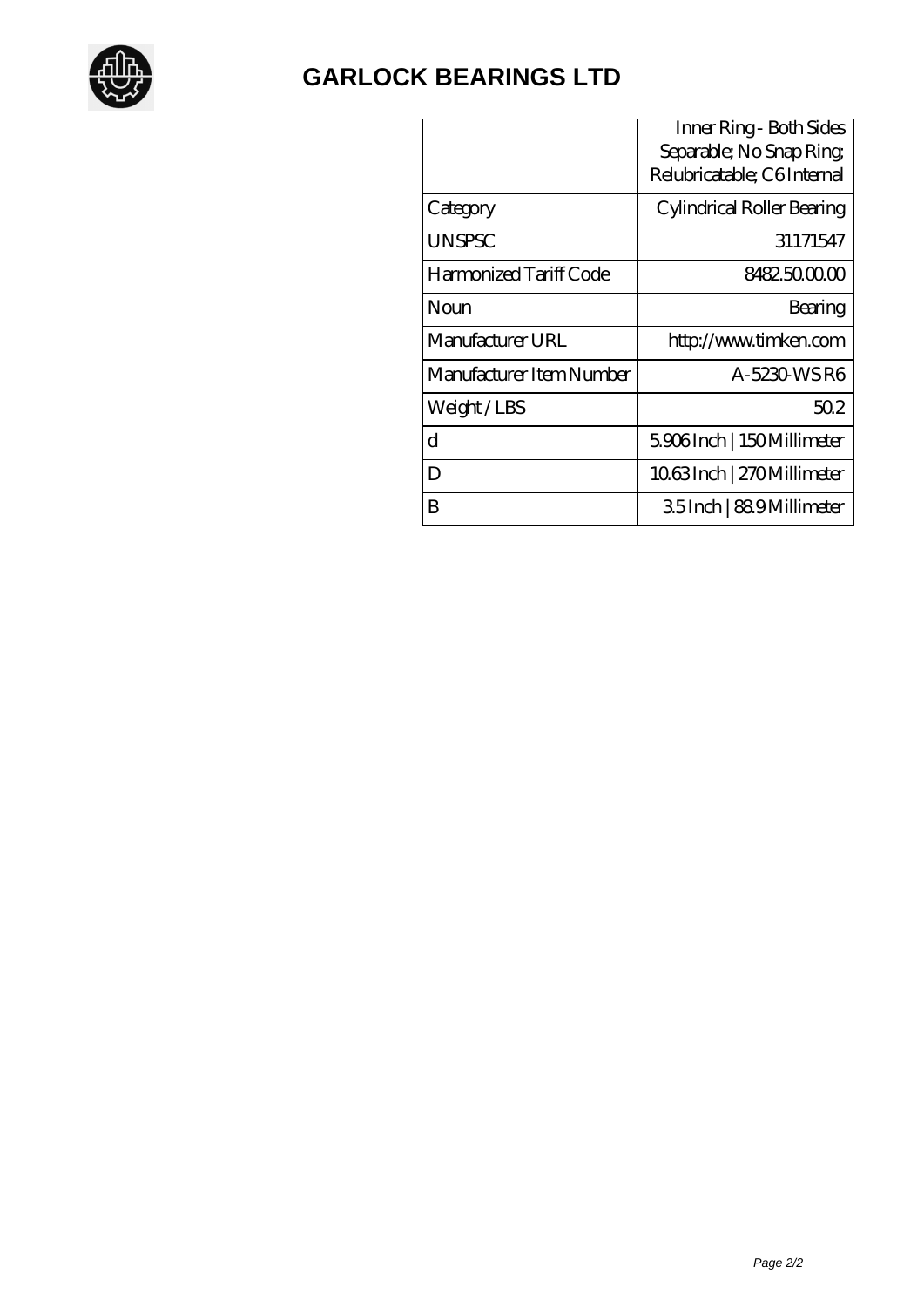| | |
|---|---|
| | Inner Ring - Both Sides Separable; No Snap Ring; Relubricatable; C6 Internal |
| Category | Cylindrical Roller Bearing |
| UNSPSC | 31171547 |
| Harmonized Tariff Code | 8482.50.00.00 |
| Noun | Bearing |
| Manufacturer URL | http://www.timken.com |
| Manufacturer Item Number | A-5230-WS R6 |
| Weight / LBS | 50.2 |
| d | 5.906 Inch \| 150 Millimeter |
| D | 10.63 Inch \| 270 Millimeter |
| B | 3.5 Inch \| 88.9 Millimeter |